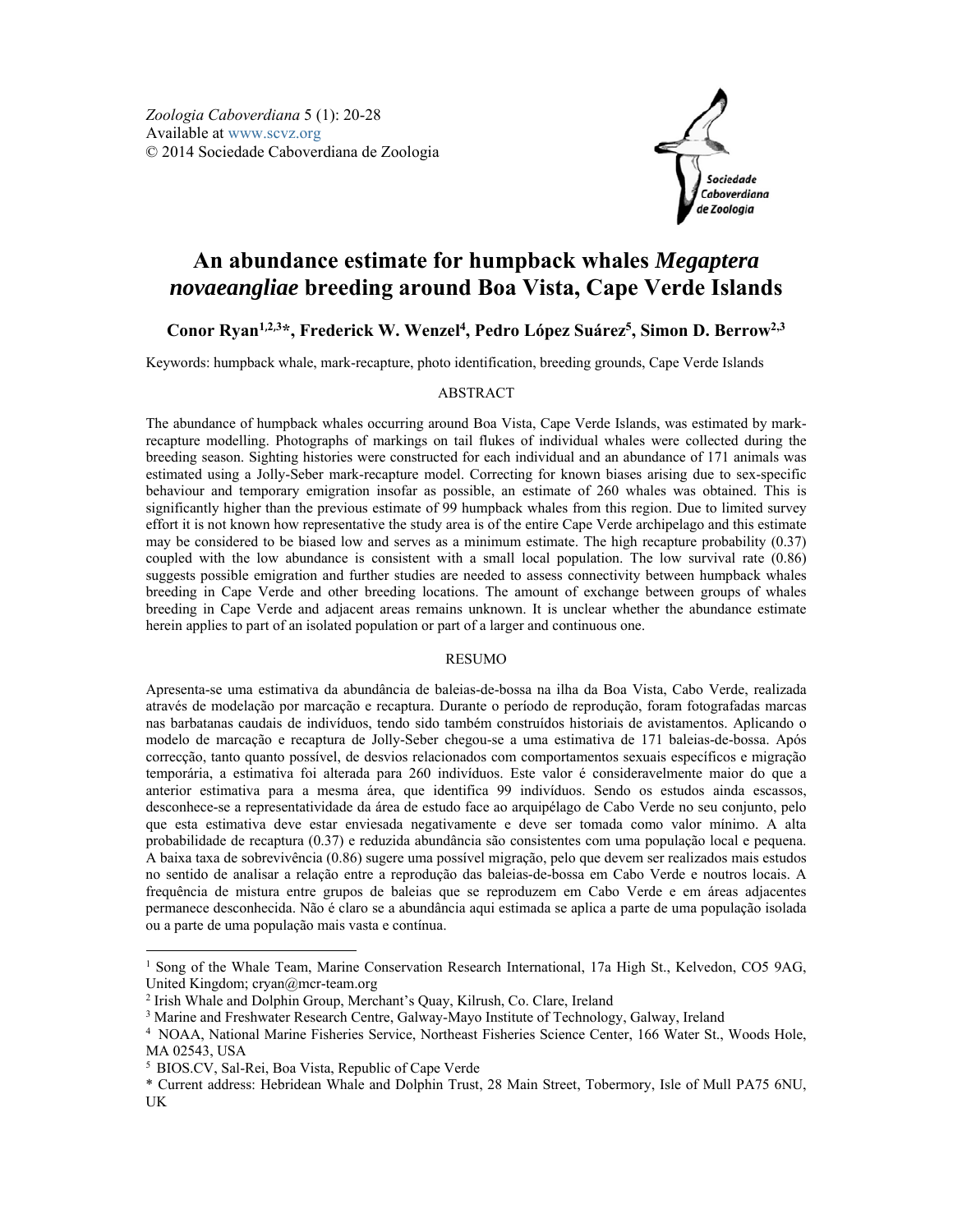Zoologia Caboverdiana 5 (1): 20-28
Available at www.scvz.org
© 2014 Sociedade Caboverdiana de Zoologia

# An abundance estimate for humpback whales *Megaptera novaeangliae* breeding around Boa Vista, Cape Verde Islands

**Conor Ryan[1,2,3]\*, Frederick W. Wenzel[4], Pedro López Suárez[5], Simon D. Berrow[2,3]**

Keywords: humpback whale, mark-recapture, photo identification, breeding grounds, Cape Verde Islands

## ABSTRACT

The abundance of humpback whales occurring around Boa Vista, Cape Verde Islands, was estimated by mark-recapture modelling. Photographs of markings on tail flukes of individual whales were collected during the breeding season. Sighting histories were constructed for each individual and an abundance of 171 animals was estimated using a Jolly-Seber mark-recapture model. Correcting for known biases arising due to sex-specific behaviour and temporary emigration insofar as possible, an estimate of 260 whales was obtained. This is significantly higher than the previous estimate of 99 humpback whales from this region. Due to limited survey effort it is not known how representative the study area is of the entire Cape Verde archipelago and this estimate may be considered to be biased low and serves as a minimum estimate. The high recapture probability (0.37) coupled with the low abundance is consistent with a small local population. The low survival rate (0.86) suggests possible emigration and further studies are needed to assess connectivity between humpback whales breeding in Cape Verde and other breeding locations. The amount of exchange between groups of whales breeding in Cape Verde and adjacent areas remains unknown. It is unclear whether the abundance estimate herein applies to part of an isolated population or part of a larger and continuous one.

## RESUMO

Apresenta-se uma estimativa da abundância de baleias-de-bossa na ilha da Boa Vista, Cabo Verde, realizada através de modelação por marcação e recaptura. Durante o período de reprodução, foram fotografadas marcas nas barbatanas caudais de indivíduos, tendo sido também construídos historiais de avistamentos. Aplicando o modelo de marcação e recaptura de Jolly-Seber chegou-se a uma estimativa de 171 baleias-de-bossa. Após correcção, tanto quanto possível, de desvios relacionados com comportamentos sexuais específicos e migração temporária, a estimativa foi alterada para 260 indivíduos. Este valor é consideravelmente maior do que a anterior estimativa para a mesma área, que identifica 99 indivíduos. Sendo os estudos ainda escassos, desconhece-se a representatividade da área de estudo face ao arquipélago de Cabo Verde no seu conjunto, pelo que esta estimativa deve estar enviesada negativamente e deve ser tomada como valor mínimo. A alta probabilidade de recaptura (0.37) e reduzida abundância são consistentes com uma população local e pequena. A baixa taxa de sobrevivência (0.86) sugere uma possível migração, pelo que devem ser realizados mais estudos no sentido de analisar a relação entre a reprodução das baleias-de-bossa em Cabo Verde e noutros locais. A frequência de mistura entre grupos de baleias que se reproduzem em Cabo Verde e em áreas adjacentes permanece desconhecida. Não é claro se a abundância aqui estimada se aplica a parte de uma população isolada ou a parte de uma população mais vasta e contínua.

---

[1] Song of the Whale Team, Marine Conservation Research International, 17a High St., Kelvedon, CO5 9AG, United Kingdom; cryan@mcr-team.org

[2] Irish Whale and Dolphin Group, Merchant's Quay, Kilrush, Co. Clare, Ireland

[3] Marine and Freshwater Research Centre, Galway-Mayo Institute of Technology, Galway, Ireland

[4] NOAA, National Marine Fisheries Service, Northeast Fisheries Science Center, 166 Water St., Woods Hole, MA 02543, USA

[5] BIOS.CV, Sal-Rei, Boa Vista, Republic of Cape Verde

\* Current address: Hebridean Whale and Dolphin Trust, 28 Main Street, Tobermory, Isle of Mull PA75 6NU, UK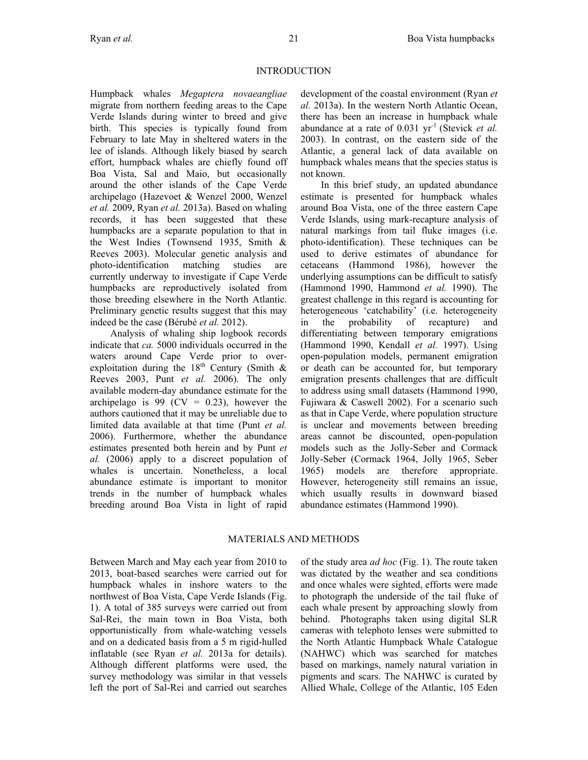## INTRODUCTION

Humpback whales *Megaptera novaeangliae* migrate from northern feeding areas to the Cape Verde Islands during winter to breed and give birth. This species is typically found from February to late May in sheltered waters in the lee of islands. Although likely biased by search effort, humpback whales are chiefly found off Boa Vista, Sal and Maio, but occasionally around the other islands of the Cape Verde archipelago (Hazevoet & Wenzel 2000, Wenzel *et al.* 2009, Ryan *et al.* 2013a). Based on whaling records, it has been suggested that these humpbacks are a separate population to that in the West Indies (Townsend 1935, Smith & Reeves 2003). Molecular genetic analysis and photo-identification matching studies are currently underway to investigate if Cape Verde humpbacks are reproductively isolated from those breeding elsewhere in the North Atlantic. Preliminary genetic results suggest that this may indeed be the case (Bérubé *et al.* 2012).

Analysis of whaling ship logbook records indicate that *ca.* 5000 individuals occurred in the waters around Cape Verde prior to over-exploitation during the 18th Century (Smith & Reeves 2003, Punt *et al.* 2006). The only available modern-day abundance estimate for the archipelago is 99 (CV = 0.23), however the authors cautioned that it may be unreliable due to limited data available at that time (Punt *et al.* 2006). Furthermore, whether the abundance estimates presented both herein and by Punt *et al.* (2006) apply to a discreet population of whales is uncertain. Nonetheless, a local abundance estimate is important to monitor trends in the number of humpback whales breeding around Boa Vista in light of rapid development of the coastal environment (Ryan *et al.* 2013a). In the western North Atlantic Ocean, there has been an increase in humpback whale abundance at a rate of 0.031 $yr^{-1}$ (Stevick *et al.* 2003). In contrast, on the eastern side of the Atlantic, a general lack of data available on humpback whales means that the species status is not known.

In this brief study, an updated abundance estimate is presented for humpback whales around Boa Vista, one of the three eastern Cape Verde Islands, using mark-recapture analysis of natural markings from tail fluke images (i.e. photo-identification). These techniques can be used to derive estimates of abundance for cetaceans (Hammond 1986), however the underlying assumptions can be difficult to satisfy (Hammond 1990, Hammond *et al.* 1990). The greatest challenge in this regard is accounting for heterogeneous 'catchability' (i.e. heterogeneity in the probability of recapture) and differentiating between temporary emigrations (Hammond 1990, Kendall *et al.* 1997). Using open-population models, permanent emigration or death can be accounted for, but temporary emigration presents challenges that are difficult to address using small datasets (Hammond 1990, Fujiwara & Caswell 2002). For a scenario such as that in Cape Verde, where population structure is unclear and movements between breeding areas cannot be discounted, open-population models such as the Jolly-Seber and Cormack Jolly-Seber (Cormack 1964, Jolly 1965, Seber 1965) models are therefore appropriate. However, heterogeneity still remains an issue, which usually results in downward biased abundance estimates (Hammond 1990).

## MATERIALS AND METHODS

Between March and May each year from 2010 to 2013, boat-based searches were carried out for humpback whales in inshore waters to the northwest of Boa Vista, Cape Verde Islands (Fig. 1). A total of 385 surveys were carried out from Sal-Rei, the main town in Boa Vista, both opportunistically from whale-watching vessels and on a dedicated basis from a 5 m rigid-hulled inflatable (see Ryan *et al.* 2013a for details). Although different platforms were used, the survey methodology was similar in that vessels left the port of Sal-Rei and carried out searches of the study area *ad hoc* (Fig. 1). The route taken was dictated by the weather and sea conditions and once whales were sighted, efforts were made to photograph the underside of the tail fluke of each whale present by approaching slowly from behind. Photographs taken using digital SLR cameras with telephoto lenses were submitted to the North Atlantic Humpback Whale Catalogue (NAHWC) which was searched for matches based on markings, namely natural variation in pigments and scars. The NAHWC is curated by Allied Whale, College of the Atlantic, 105 Eden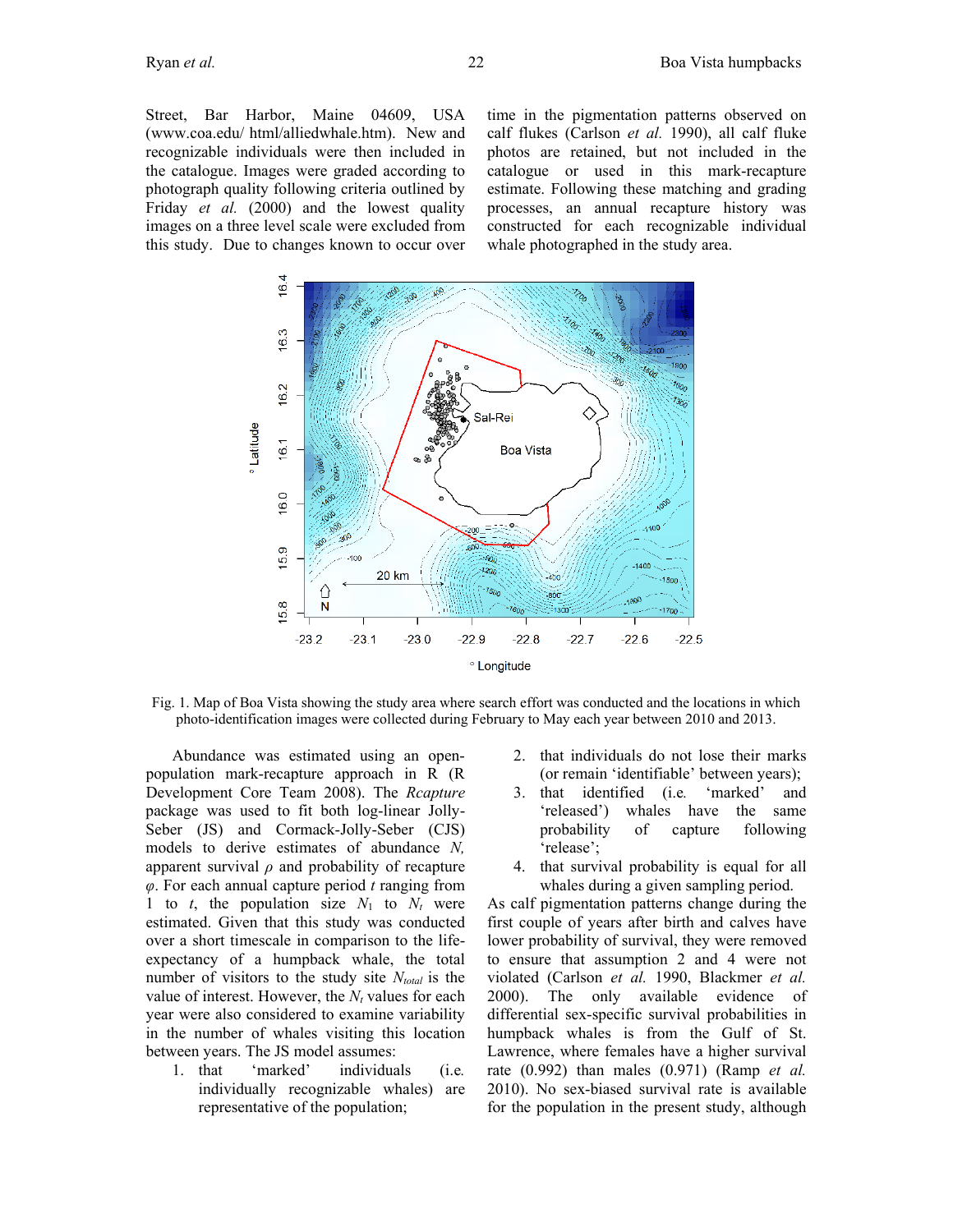Street, Bar Harbor, Maine 04609, USA (www.coa.edu/ html/alliedwhale.htm). New and recognizable individuals were then included in the catalogue. Images were graded according to photograph quality following criteria outlined by Friday *et al.* (2000) and the lowest quality images on a three level scale were excluded from this study. Due to changes known to occur over time in the pigmentation patterns observed on calf flukes (Carlson *et al.* 1990), all calf fluke photos are retained, but not included in the catalogue or used in this mark-recapture estimate. Following these matching and grading processes, an annual recapture history was constructed for each recognizable individual whale photographed in the study area.

Fig. 1. Map of Boa Vista showing the study area where search effort was conducted and the locations in which photo-identification images were collected during February to May each year between 2010 and 2013.

Abundance was estimated using an open-population mark-recapture approach in R (R Development Core Team 2008). The *Rcapture* package was used to fit both log-linear Jolly-Seber (JS) and Cormack-Jolly-Seber (CJS) models to derive estimates of abundance *N*, apparent survival $\rho$ and probability of recapture $\varphi$. For each annual capture period *t* ranging from 1 to *t*, the population size $N_1$ to $N_t$ were estimated. Given that this study was conducted over a short timescale in comparison to the life-expectancy of a humpback whale, the total number of visitors to the study site $N_{total}$ is the value of interest. However, the $N_t$ values for each year were also considered to examine variability in the number of whales visiting this location between years. The JS model assumes:

1. that 'marked' individuals (i.e. individually recognizable whales) are representative of the population;
2. that individuals do not lose their marks (or remain 'identifiable' between years);
3. that identified (i.e. 'marked' and 'released') whales have the same probability of capture following 'release';
4. that survival probability is equal for all whales during a given sampling period.

As calf pigmentation patterns change during the first couple of years after birth and calves have lower probability of survival, they were removed to ensure that assumption 2 and 4 were not violated (Carlson *et al.* 1990, Blackmer *et al.* 2000). The only available evidence of differential sex-specific survival probabilities in humpback whales is from the Gulf of St. Lawrence, where females have a higher survival rate (0.992) than males (0.971) (Ramp *et al.* 2010). No sex-biased survival rate is available for the population in the present study, although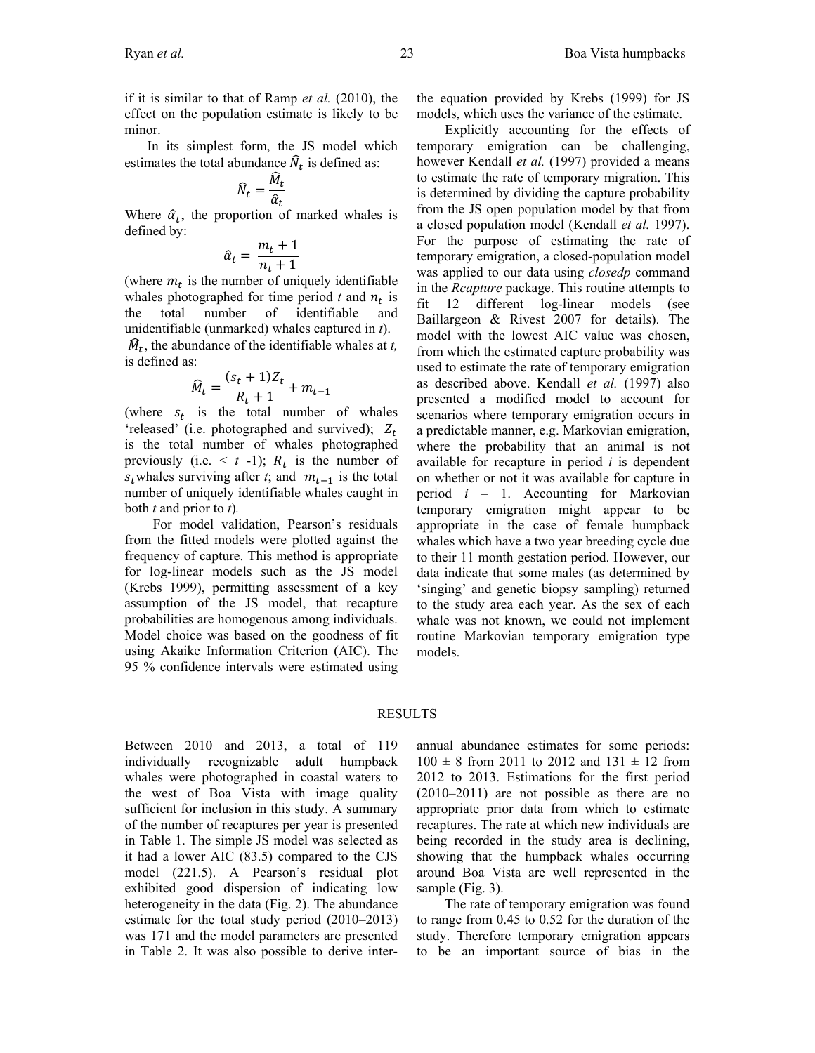if it is similar to that of Ramp *et al.* (2010), the effect on the population estimate is likely to be minor.

In its simplest form, the JS model which estimates the total abundance $\hat{N}_t$ is defined as:

$$\hat{N}_t = \frac{\hat{M}_t}{\hat{\alpha}_t}$$

Where $\hat{\alpha}_t$, the proportion of marked whales is defined by:

$$\hat{\alpha}_t = \frac{m_t + 1}{n_t + 1}$$

(where $m_t$ is the number of uniquely identifiable whales photographed for time period *t* and $n_t$ is the total number of identifiable and unidentifiable (unmarked) whales captured in *t*). $\hat{M}_t$, the abundance of the identifiable whales at *t,* is defined as:

$$\hat{M}_t = \frac{(s_t + 1)Z_t}{R_t + 1} + m_{t-1}$$

(where $s_t$ is the total number of whales 'released' (i.e. photographed and survived); $Z_t$ is the total number of whales photographed previously (i.e. < *t* -1); $R_t$ is the number of $s_t$ whales surviving after *t*; and $m_{t-1}$ is the total number of uniquely identifiable whales caught in both *t* and prior to *t*).

For model validation, Pearson's residuals from the fitted models were plotted against the frequency of capture. This method is appropriate for log-linear models such as the JS model (Krebs 1999), permitting assessment of a key assumption of the JS model, that recapture probabilities are homogenous among individuals. Model choice was based on the goodness of fit using Akaike Information Criterion (AIC). The 95 % confidence intervals were estimated using the equation provided by Krebs (1999) for JS models, which uses the variance of the estimate.

Explicitly accounting for the effects of temporary emigration can be challenging, however Kendall *et al.* (1997) provided a means to estimate the rate of temporary migration. This is determined by dividing the capture probability from the JS open population model by that from a closed population model (Kendall *et al.* 1997). For the purpose of estimating the rate of temporary emigration, a closed-population model was applied to our data using *closedp* command in the *Rcapture* package. This routine attempts to fit 12 different log-linear models (see Baillargeon & Rivest 2007 for details). The model with the lowest AIC value was chosen, from which the estimated capture probability was used to estimate the rate of temporary emigration as described above. Kendall *et al.* (1997) also presented a modified model to account for scenarios where temporary emigration occurs in a predictable manner, e.g. Markovian emigration, where the probability that an animal is not available for recapture in period *i* is dependent on whether or not it was available for capture in period *i* – 1. Accounting for Markovian temporary emigration might appear to be appropriate in the case of female humpback whales which have a two year breeding cycle due to their 11 month gestation period. However, our data indicate that some males (as determined by 'singing' and genetic biopsy sampling) returned to the study area each year. As the sex of each whale was not known, we could not implement routine Markovian temporary emigration type models.

## RESULTS

Between 2010 and 2013, a total of 119 individually recognizable adult humpback whales were photographed in coastal waters to the west of Boa Vista with image quality sufficient for inclusion in this study. A summary of the number of recaptures per year is presented in Table 1. The simple JS model was selected as it had a lower AIC (83.5) compared to the CJS model (221.5). A Pearson's residual plot exhibited good dispersion of indicating low heterogeneity in the data (Fig. 2). The abundance estimate for the total study period (2010–2013) was 171 and the model parameters are presented in Table 2. It was also possible to derive inter-annual abundance estimates for some periods: 100 ± 8 from 2011 to 2012 and 131 ± 12 from 2012 to 2013. Estimations for the first period (2010–2011) are not possible as there are no appropriate prior data from which to estimate recaptures. The rate at which new individuals are being recorded in the study area is declining, showing that the humpback whales occurring around Boa Vista are well represented in the sample (Fig. 3).

The rate of temporary emigration was found to range from 0.45 to 0.52 for the duration of the study. Therefore temporary emigration appears to be an important source of bias in the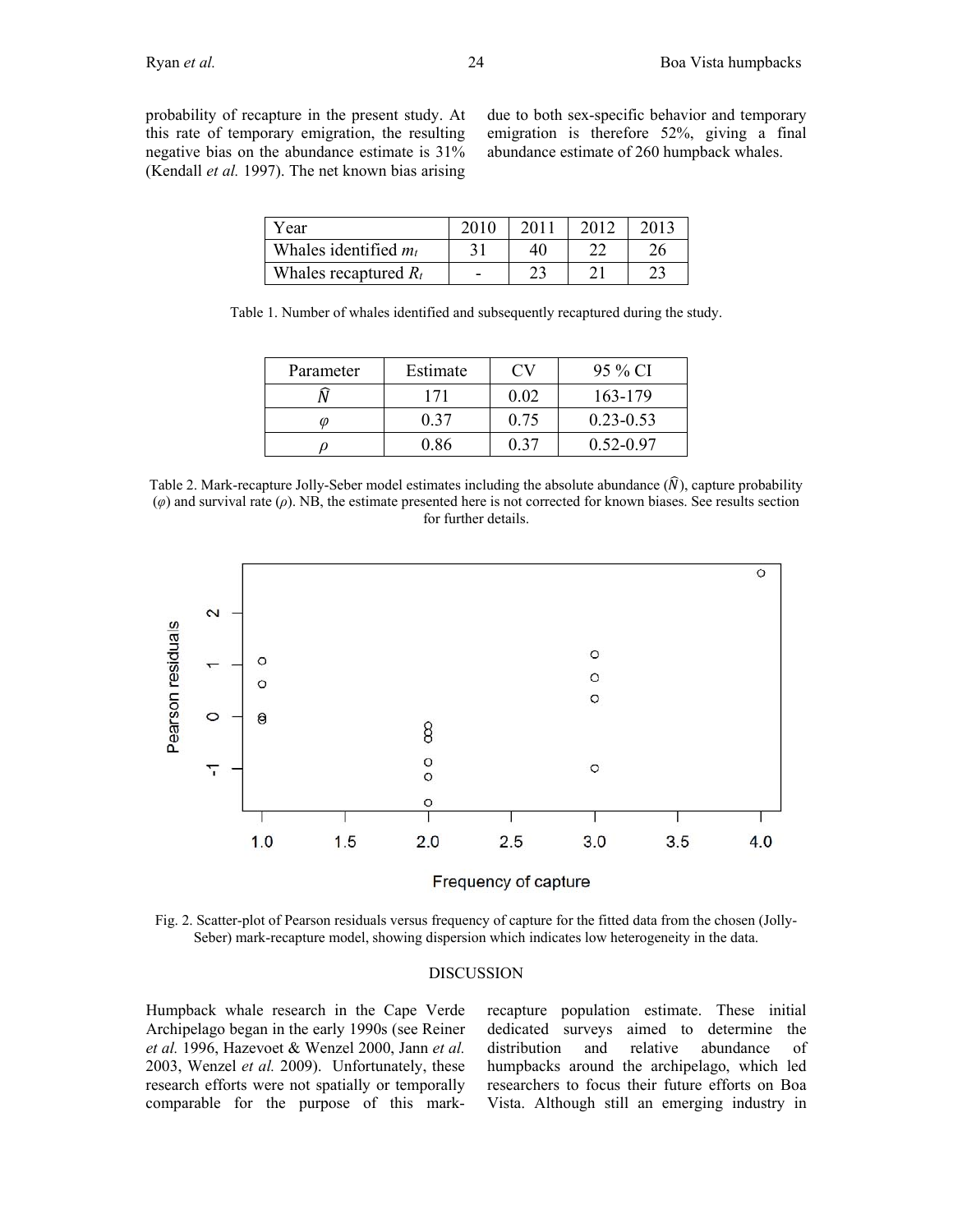probability of recapture in the present study. At this rate of temporary emigration, the resulting negative bias on the abundance estimate is 31% (Kendall *et al.* 1997). The net known bias arising due to both sex-specific behavior and temporary emigration is therefore 52%, giving a final abundance estimate of 260 humpback whales.

| Year | 2010 | 2011 | 2012 | 2013 |
|---|---|---|---|---|
| Whales identified $m_t$ | 31 | 40 | 22 | 26 |
| Whales recaptured $R_t$ | - | 23 | 21 | 23 |

Table 1. Number of whales identified and subsequently recaptured during the study.

| Parameter | Estimate | CV | 95 % CI |
|---|---|---|---|
| $\widehat{N}$ | 171 | 0.02 | 163-179 |
| $\varphi$ | 0.37 | 0.75 | 0.23-0.53 |
| $\rho$ | 0.86 | 0.37 | 0.52-0.97 |

Table 2. Mark-recapture Jolly-Seber model estimates including the absolute abundance ($\widehat{N}$), capture probability ($\varphi$) and survival rate ($\rho$). NB, the estimate presented here is not corrected for known biases. See results section for further details.

Fig. 2. Scatter-plot of Pearson residuals versus frequency of capture for the fitted data from the chosen (Jolly-Seber) mark-recapture model, showing dispersion which indicates low heterogeneity in the data.

## DISCUSSION

Humpback whale research in the Cape Verde Archipelago began in the early 1990s (see Reiner *et al.* 1996, Hazevoet & Wenzel 2000, Jann *et al.* 2003, Wenzel *et al.* 2009). Unfortunately, these research efforts were not spatially or temporally comparable for the purpose of this mark-recapture population estimate. These initial dedicated surveys aimed to determine the distribution and relative abundance of humpbacks around the archipelago, which led researchers to focus their future efforts on Boa Vista. Although still an emerging industry in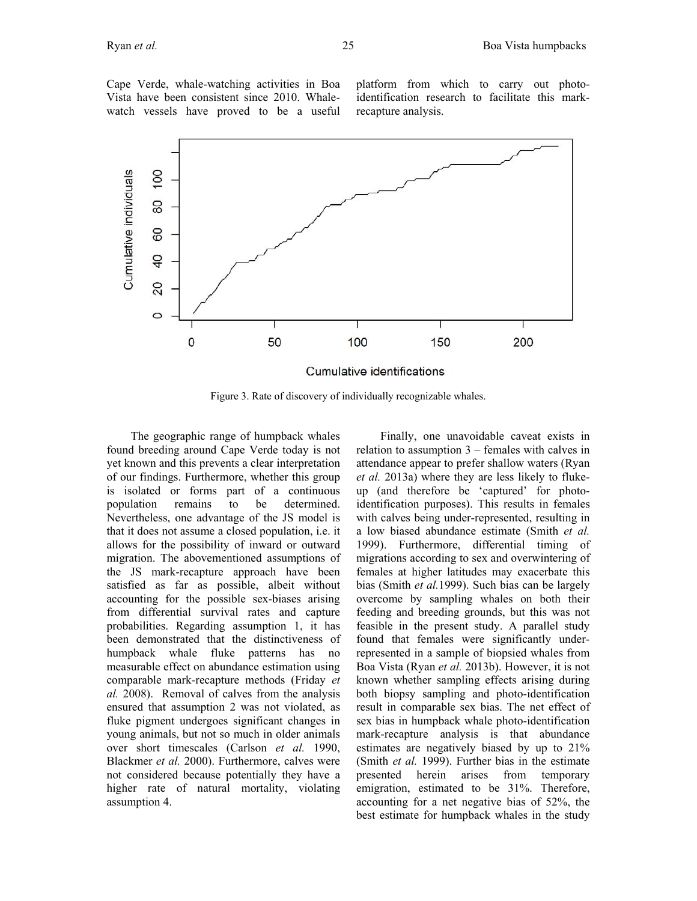Cape Verde, whale-watching activities in Boa Vista have been consistent since 2010. Whale-watch vessels have proved to be a useful platform from which to carry out photo-identification research to facilitate this mark-recapture analysis.

Figure 3. Rate of discovery of individually recognizable whales.

The geographic range of humpback whales found breeding around Cape Verde today is not yet known and this prevents a clear interpretation of our findings. Furthermore, whether this group is isolated or forms part of a continuous population remains to be determined. Nevertheless, one advantage of the JS model is that it does not assume a closed population, i.e. it allows for the possibility of inward or outward migration. The abovementioned assumptions of the JS mark-recapture approach have been satisfied as far as possible, albeit without accounting for the possible sex-biases arising from differential survival rates and capture probabilities. Regarding assumption 1, it has been demonstrated that the distinctiveness of humpback whale fluke patterns has no measurable effect on abundance estimation using comparable mark-recapture methods (Friday *et al.* 2008). Removal of calves from the analysis ensured that assumption 2 was not violated, as fluke pigment undergoes significant changes in young animals, but not so much in older animals over short timescales (Carlson *et al.* 1990, Blackmer *et al.* 2000). Furthermore, calves were not considered because potentially they have a higher rate of natural mortality, violating assumption 4.

Finally, one unavoidable caveat exists in relation to assumption 3 – females with calves in attendance appear to prefer shallow waters (Ryan *et al.* 2013a) where they are less likely to fluke-up (and therefore be 'captured' for photo-identification purposes). This results in females with calves being under-represented, resulting in a low biased abundance estimate (Smith *et al.* 1999). Furthermore, differential timing of migrations according to sex and overwintering of females at higher latitudes may exacerbate this bias (Smith *et al.*1999). Such bias can be largely overcome by sampling whales on both their feeding and breeding grounds, but this was not feasible in the present study. A parallel study found that females were significantly under-represented in a sample of biopsied whales from Boa Vista (Ryan *et al.* 2013b). However, it is not known whether sampling effects arising during both biopsy sampling and photo-identification result in comparable sex bias. The net effect of sex bias in humpback whale photo-identification mark-recapture analysis is that abundance estimates are negatively biased by up to 21% (Smith *et al.* 1999). Further bias in the estimate presented herein arises from temporary emigration, estimated to be 31%. Therefore, accounting for a net negative bias of 52%, the best estimate for humpback whales in the study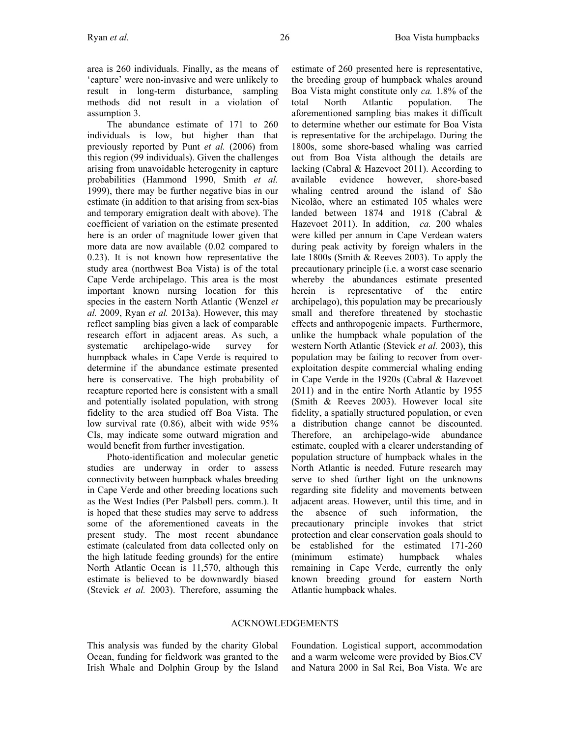area is 260 individuals. Finally, as the means of 'capture' were non-invasive and were unlikely to result in long-term disturbance, sampling methods did not result in a violation of assumption 3.

The abundance estimate of 171 to 260 individuals is low, but higher than that previously reported by Punt *et al.* (2006) from this region (99 individuals). Given the challenges arising from unavoidable heterogenity in capture probabilities (Hammond 1990, Smith *et al.* 1999), there may be further negative bias in our estimate (in addition to that arising from sex-bias and temporary emigration dealt with above). The coefficient of variation on the estimate presented here is an order of magnitude lower given that more data are now available (0.02 compared to 0.23). It is not known how representative the study area (northwest Boa Vista) is of the total Cape Verde archipelago. This area is the most important known nursing location for this species in the eastern North Atlantic (Wenzel *et al.* 2009, Ryan *et al.* 2013a). However, this may reflect sampling bias given a lack of comparable research effort in adjacent areas. As such, a systematic archipelago-wide survey for humpback whales in Cape Verde is required to determine if the abundance estimate presented here is conservative. The high probability of recapture reported here is consistent with a small and potentially isolated population, with strong fidelity to the area studied off Boa Vista. The low survival rate (0.86), albeit with wide 95% CIs, may indicate some outward migration and would benefit from further investigation.

Photo-identification and molecular genetic studies are underway in order to assess connectivity between humpback whales breeding in Cape Verde and other breeding locations such as the West Indies (Per Palsbøll pers. comm.). It is hoped that these studies may serve to address some of the aforementioned caveats in the present study. The most recent abundance estimate (calculated from data collected only on the high latitude feeding grounds) for the entire North Atlantic Ocean is 11,570, although this estimate is believed to be downwardly biased (Stevick *et al.* 2003). Therefore, assuming the estimate of 260 presented here is representative, the breeding group of humpback whales around Boa Vista might constitute only *ca.* 1.8% of the total North Atlantic population. The aforementioned sampling bias makes it difficult to determine whether our estimate for Boa Vista is representative for the archipelago. During the 1800s, some shore-based whaling was carried out from Boa Vista although the details are lacking (Cabral & Hazevoet 2011). According to available evidence however, shore-based whaling centred around the island of São Nicolão, where an estimated 105 whales were landed between 1874 and 1918 (Cabral & Hazevoet 2011). In addition, *ca.* 200 whales were killed per annum in Cape Verdean waters during peak activity by foreign whalers in the late 1800s (Smith & Reeves 2003). To apply the precautionary principle (i.e. a worst case scenario whereby the abundances estimate presented herein is representative of the entire archipelago), this population may be precariously small and therefore threatened by stochastic effects and anthropogenic impacts. Furthermore, unlike the humpback whale population of the western North Atlantic (Stevick *et al.* 2003), this population may be failing to recover from over-exploitation despite commercial whaling ending in Cape Verde in the 1920s (Cabral & Hazevoet 2011) and in the entire North Atlantic by 1955 (Smith & Reeves 2003). However local site fidelity, a spatially structured population, or even a distribution change cannot be discounted. Therefore, an archipelago-wide abundance estimate, coupled with a clearer understanding of population structure of humpback whales in the North Atlantic is needed. Future research may serve to shed further light on the unknowns regarding site fidelity and movements between adjacent areas. However, until this time, and in the absence of such information, the precautionary principle invokes that strict protection and clear conservation goals should to be established for the estimated 171-260 (minimum estimate) humpback whales remaining in Cape Verde, currently the only known breeding ground for eastern North Atlantic humpback whales.

## ACKNOWLEDGEMENTS

This analysis was funded by the charity Global Ocean, funding for fieldwork was granted to the Irish Whale and Dolphin Group by the Island Foundation. Logistical support, accommodation and a warm welcome were provided by Bios.CV and Natura 2000 in Sal Rei, Boa Vista. We are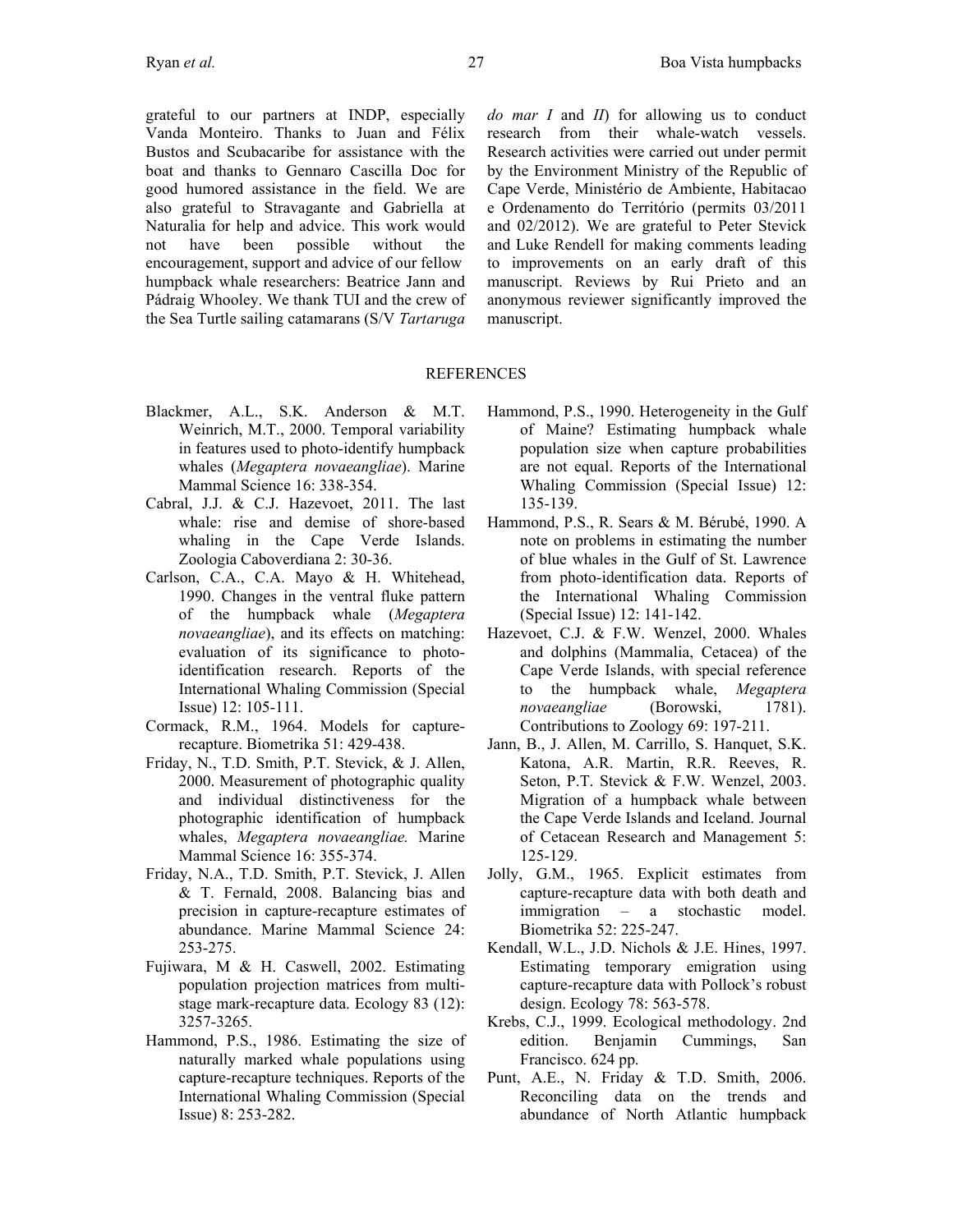grateful to our partners at INDP, especially Vanda Monteiro. Thanks to Juan and Félix Bustos and Scubacaribe for assistance with the boat and thanks to Gennaro Cascilla Doc for good humored assistance in the field. We are also grateful to Stravagante and Gabriella at Naturalia for help and advice. This work would not have been possible without the encouragement, support and advice of our fellow humpback whale researchers: Beatrice Jann and Pádraig Whooley. We thank TUI and the crew of the Sea Turtle sailing catamarans (S/V *Tartaruga do mar I* and *II*) for allowing us to conduct research from their whale-watch vessels. Research activities were carried out under permit by the Environment Ministry of the Republic of Cape Verde, Ministério de Ambiente, Habitacao e Ordenamento do Território (permits 03/2011 and 02/2012). We are grateful to Peter Stevick and Luke Rendell for making comments leading to improvements on an early draft of this manuscript. Reviews by Rui Prieto and an anonymous reviewer significantly improved the manuscript.

## REFERENCES

Blackmer, A.L., S.K. Anderson & M.T. Weinrich, M.T., 2000. Temporal variability in features used to photo-identify humpback whales (*Megaptera novaeangliae*). Marine Mammal Science 16: 338-354.

Cabral, J.J. & C.J. Hazevoet, 2011. The last whale: rise and demise of shore-based whaling in the Cape Verde Islands. Zoologia Caboverdiana 2: 30-36.

Carlson, C.A., C.A. Mayo & H. Whitehead, 1990. Changes in the ventral fluke pattern of the humpback whale (*Megaptera novaeangliae*), and its effects on matching: evaluation of its significance to photo-identification research. Reports of the International Whaling Commission (Special Issue) 12: 105-111.

Cormack, R.M., 1964. Models for capture-recapture. Biometrika 51: 429-438.

Friday, N., T.D. Smith, P.T. Stevick, & J. Allen, 2000. Measurement of photographic quality and individual distinctiveness for the photographic identification of humpback whales, *Megaptera novaeangliae.* Marine Mammal Science 16: 355-374.

Friday, N.A., T.D. Smith, P.T. Stevick, J. Allen & T. Fernald, 2008. Balancing bias and precision in capture-recapture estimates of abundance. Marine Mammal Science 24: 253-275.

Fujiwara, M & H. Caswell, 2002. Estimating population projection matrices from multi-stage mark-recapture data. Ecology 83 (12): 3257-3265.

Hammond, P.S., 1986. Estimating the size of naturally marked whale populations using capture-recapture techniques. Reports of the International Whaling Commission (Special Issue) 8: 253-282.

Hammond, P.S., 1990. Heterogeneity in the Gulf of Maine? Estimating humpback whale population size when capture probabilities are not equal. Reports of the International Whaling Commission (Special Issue) 12: 135-139.

Hammond, P.S., R. Sears & M. Bérubé, 1990. A note on problems in estimating the number of blue whales in the Gulf of St. Lawrence from photo-identification data. Reports of the International Whaling Commission (Special Issue) 12: 141-142.

Hazevoet, C.J. & F.W. Wenzel, 2000. Whales and dolphins (Mammalia, Cetacea) of the Cape Verde Islands, with special reference to the humpback whale, *Megaptera novaeangliae* (Borowski, 1781). Contributions to Zoology 69: 197-211.

Jann, B., J. Allen, M. Carrillo, S. Hanquet, S.K. Katona, A.R. Martin, R.R. Reeves, R. Seton, P.T. Stevick & F.W. Wenzel, 2003. Migration of a humpback whale between the Cape Verde Islands and Iceland. Journal of Cetacean Research and Management 5: 125-129.

Jolly, G.M., 1965. Explicit estimates from capture-recapture data with both death and immigration – a stochastic model. Biometrika 52: 225-247.

Kendall, W.L., J.D. Nichols & J.E. Hines, 1997. Estimating temporary emigration using capture-recapture data with Pollock's robust design. Ecology 78: 563-578.

Krebs, C.J., 1999. Ecological methodology. 2nd edition. Benjamin Cummings, San Francisco. 624 pp.

Punt, A.E., N. Friday & T.D. Smith, 2006. Reconciling data on the trends and abundance of North Atlantic humpback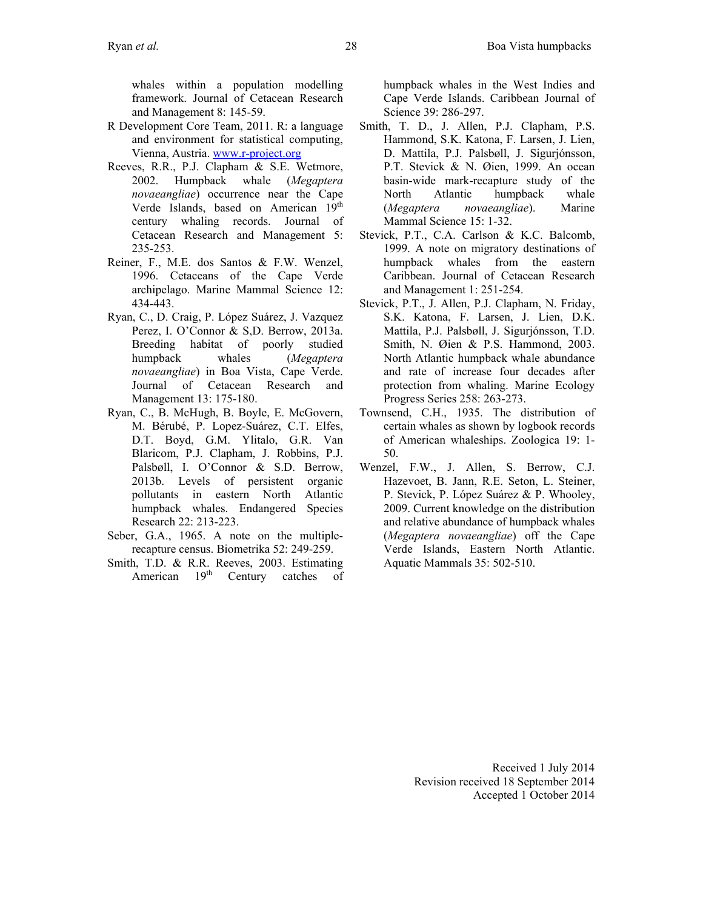whales within a population modelling framework. Journal of Cetacean Research and Management 8: 145-59.

R Development Core Team, 2011. R: a language and environment for statistical computing, Vienna, Austria. www.r-project.org

Reeves, R.R., P.J. Clapham & S.E. Wetmore, 2002. Humpback whale (*Megaptera novaeangliae*) occurrence near the Cape Verde Islands, based on American 19th century whaling records. Journal of Cetacean Research and Management 5: 235-253.

Reiner, F., M.E. dos Santos & F.W. Wenzel, 1996. Cetaceans of the Cape Verde archipelago. Marine Mammal Science 12: 434-443.

Ryan, C., D. Craig, P. López Suárez, J. Vazquez Perez, I. O'Connor & S,D. Berrow, 2013a. Breeding habitat of poorly studied humpback whales (*Megaptera novaeangliae*) in Boa Vista, Cape Verde. Journal of Cetacean Research and Management 13: 175-180.

Ryan, C., B. McHugh, B. Boyle, E. McGovern, M. Bérubé, P. Lopez-Suárez, C.T. Elfes, D.T. Boyd, G.M. Ylitalo, G.R. Van Blaricom, P.J. Clapham, J. Robbins, P.J. Palsbøll, I. O'Connor & S.D. Berrow, 2013b. Levels of persistent organic pollutants in eastern North Atlantic humpback whales. Endangered Species Research 22: 213-223.

Seber, G.A., 1965. A note on the multiple-recapture census. Biometrika 52: 249-259.

Smith, T.D. & R.R. Reeves, 2003. Estimating American 19th Century catches of humpback whales in the West Indies and Cape Verde Islands. Caribbean Journal of Science 39: 286-297.

Smith, T. D., J. Allen, P.J. Clapham, P.S. Hammond, S.K. Katona, F. Larsen, J. Lien, D. Mattila, P.J. Palsbøll, J. Sigurjónsson, P.T. Stevick & N. Øien, 1999. An ocean basin-wide mark-recapture study of the North Atlantic humpback whale (*Megaptera novaeangliae*). Marine Mammal Science 15: 1-32.

Stevick, P.T., C.A. Carlson & K.C. Balcomb, 1999. A note on migratory destinations of humpback whales from the eastern Caribbean. Journal of Cetacean Research and Management 1: 251-254.

Stevick, P.T., J. Allen, P.J. Clapham, N. Friday, S.K. Katona, F. Larsen, J. Lien, D.K. Mattila, P.J. Palsbøll, J. Sigurjónsson, T.D. Smith, N. Øien & P.S. Hammond, 2003. North Atlantic humpback whale abundance and rate of increase four decades after protection from whaling. Marine Ecology Progress Series 258: 263-273.

Townsend, C.H., 1935. The distribution of certain whales as shown by logbook records of American whaleships. Zoologica 19: 1-50.

Wenzel, F.W., J. Allen, S. Berrow, C.J. Hazevoet, B. Jann, R.E. Seton, L. Steiner, P. Stevick, P. López Suárez & P. Whooley, 2009. Current knowledge on the distribution and relative abundance of humpback whales (*Megaptera novaeangliae*) off the Cape Verde Islands, Eastern North Atlantic. Aquatic Mammals 35: 502-510.

Received 1 July 2014
Revision received 18 September 2014
Accepted 1 October 2014